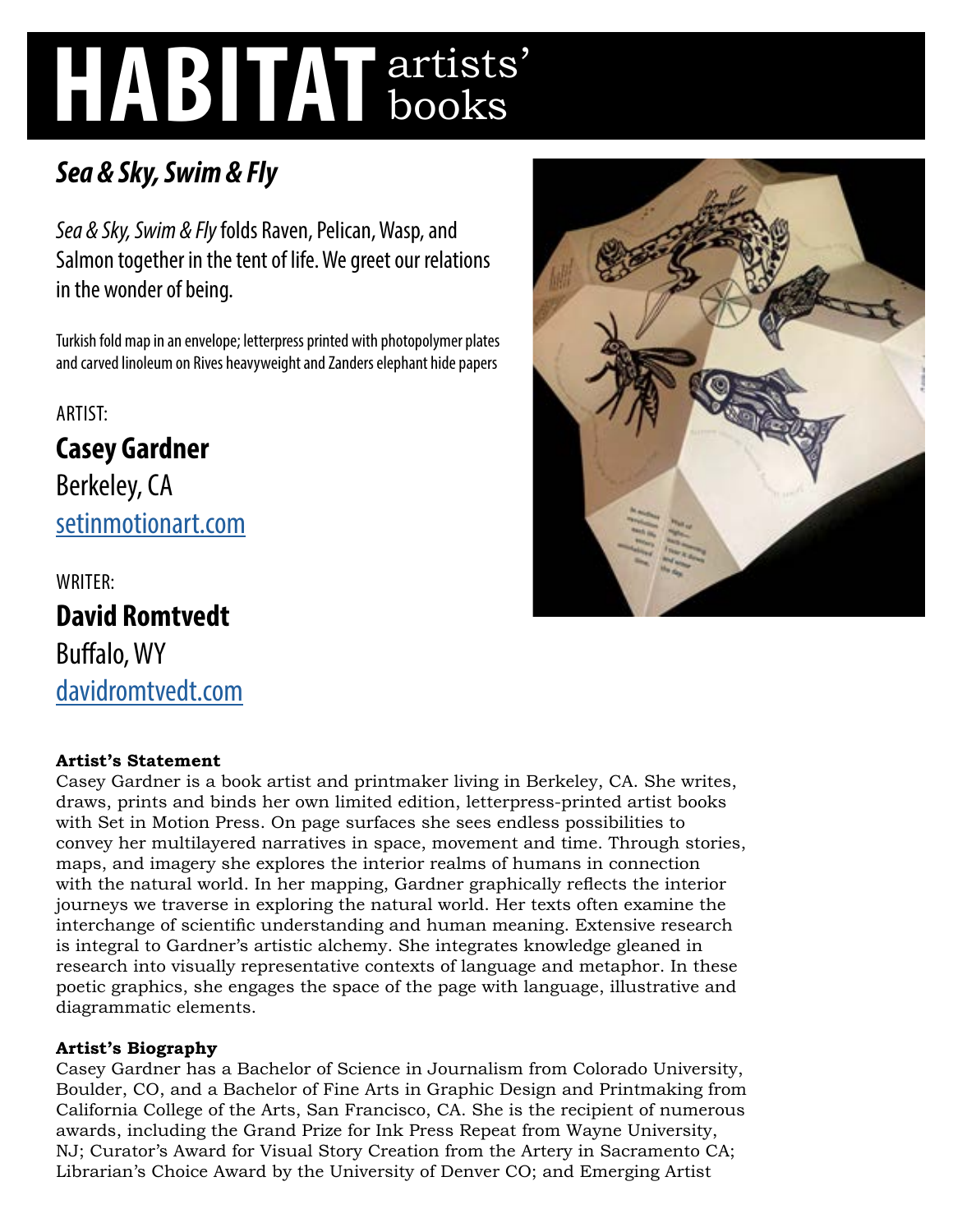# HABITAT artists' books

## *Sea & Sky, Swim & Fly*

*Sea & Sky, Swim & Fly* folds Raven, Pelican, Wasp, and Salmon together in the tent of life. We greet our relations in the wonder of being.

Turkish fold map in an envelope; letterpress printed with photopolymer plates and carved linoleum on Rives heavyweight and Zanders elephant hide papers

ARTIST:

**Casey Gardner**
Berkeley, CA
[setinmotionart.com](setinmotionart.com)

WRITER:

**David Romtvedt**
Buffalo, WY
[davidromtvedt.com](davidromtvedt.com)

**Artist's Statement**

Casey Gardner is a book artist and printmaker living in Berkeley, CA. She writes, draws, prints and binds her own limited edition, letterpress-printed artist books with Set in Motion Press. On page surfaces she sees endless possibilities to convey her multilayered narratives in space, movement and time. Through stories, maps, and imagery she explores the interior realms of humans in connection with the natural world. In her mapping, Gardner graphically reflects the interior journeys we traverse in exploring the natural world. Her texts often examine the interchange of scientific understanding and human meaning. Extensive research is integral to Gardner's artistic alchemy. She integrates knowledge gleaned in research into visually representative contexts of language and metaphor. In these poetic graphics, she engages the space of the page with language, illustrative and diagrammatic elements.

**Artist's Biography**

Casey Gardner has a Bachelor of Science in Journalism from Colorado University, Boulder, CO, and a Bachelor of Fine Arts in Graphic Design and Printmaking from California College of the Arts, San Francisco, CA. She is the recipient of numerous awards, including the Grand Prize for Ink Press Repeat from Wayne University, NJ; Curator's Award for Visual Story Creation from the Artery in Sacramento CA; Librarian's Choice Award by the University of Denver CO; and Emerging Artist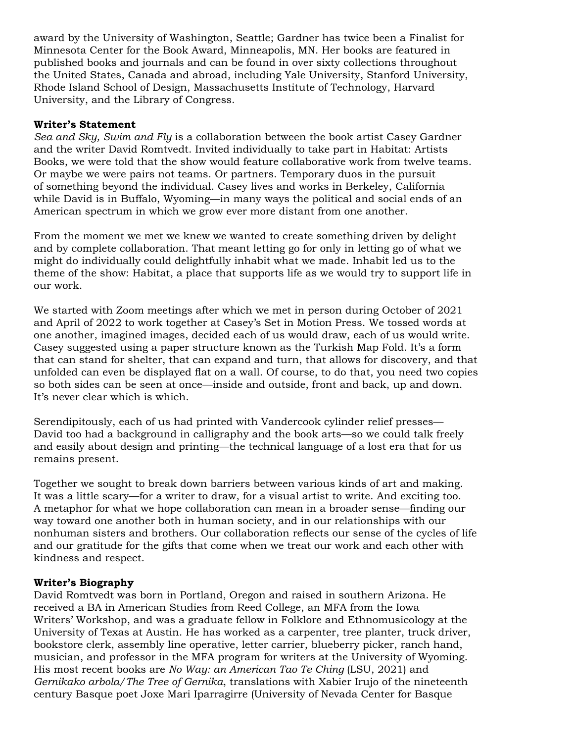award by the University of Washington, Seattle; Gardner has twice been a Finalist for Minnesota Center for the Book Award, Minneapolis, MN. Her books are featured in published books and journals and can be found in over sixty collections throughout the United States, Canada and abroad, including Yale University, Stanford University, Rhode Island School of Design, Massachusetts Institute of Technology, Harvard University, and the Library of Congress.

**Writer's Statement**

*Sea and Sky, Swim and Fly* is a collaboration between the book artist Casey Gardner and the writer David Romtvedt. Invited individually to take part in Habitat: Artists Books, we were told that the show would feature collaborative work from twelve teams. Or maybe we were pairs not teams. Or partners. Temporary duos in the pursuit of something beyond the individual. Casey lives and works in Berkeley, California while David is in Buffalo, Wyoming—in many ways the political and social ends of an American spectrum in which we grow ever more distant from one another.

From the moment we met we knew we wanted to create something driven by delight and by complete collaboration. That meant letting go for only in letting go of what we might do individually could delightfully inhabit what we made. Inhabit led us to the theme of the show: Habitat, a place that supports life as we would try to support life in our work.

We started with Zoom meetings after which we met in person during October of 2021 and April of 2022 to work together at Casey's Set in Motion Press. We tossed words at one another, imagined images, decided each of us would draw, each of us would write. Casey suggested using a paper structure known as the Turkish Map Fold. It's a form that can stand for shelter, that can expand and turn, that allows for discovery, and that unfolded can even be displayed flat on a wall. Of course, to do that, you need two copies so both sides can be seen at once—inside and outside, front and back, up and down. It's never clear which is which.

Serendipitously, each of us had printed with Vandercook cylinder relief presses—David too had a background in calligraphy and the book arts—so we could talk freely and easily about design and printing—the technical language of a lost era that for us remains present.

Together we sought to break down barriers between various kinds of art and making. It was a little scary—for a writer to draw, for a visual artist to write. And exciting too. A metaphor for what we hope collaboration can mean in a broader sense—finding our way toward one another both in human society, and in our relationships with our nonhuman sisters and brothers. Our collaboration reflects our sense of the cycles of life and our gratitude for the gifts that come when we treat our work and each other with kindness and respect.

**Writer's Biography**

David Romtvedt was born in Portland, Oregon and raised in southern Arizona. He received a BA in American Studies from Reed College, an MFA from the Iowa Writers' Workshop, and was a graduate fellow in Folklore and Ethnomusicology at the University of Texas at Austin. He has worked as a carpenter, tree planter, truck driver, bookstore clerk, assembly line operative, letter carrier, blueberry picker, ranch hand, musician, and professor in the MFA program for writers at the University of Wyoming. His most recent books are *No Way: an American Tao Te Ching* (LSU, 2021) and *Gernikako arbola/The Tree of Gernika*, translations with Xabier Irujo of the nineteenth century Basque poet Joxe Mari Iparragirre (University of Nevada Center for Basque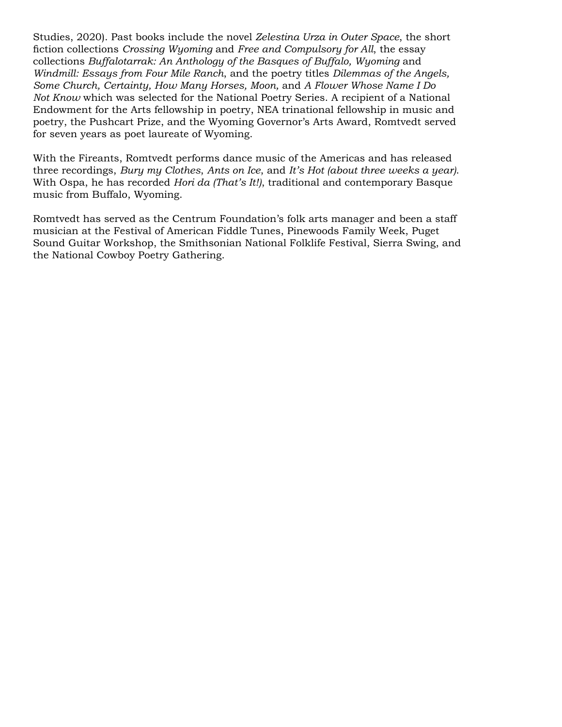Studies, 2020). Past books include the novel *Zelestina Urza in Outer Space*, the short fiction collections *Crossing Wyoming* and *Free and Compulsory for All*, the essay collections *Buffalotarrak: An Anthology of the Basques of Buffalo, Wyoming* and *Windmill: Essays from Four Mile Ranch*, and the poetry titles *Dilemmas of the Angels, Some Church, Certainty, How Many Horses, Moon,* and *A Flower Whose Name I Do Not Know* which was selected for the National Poetry Series. A recipient of a National Endowment for the Arts fellowship in poetry, NEA trinational fellowship in music and poetry, the Pushcart Prize, and the Wyoming Governor's Arts Award, Romtvedt served for seven years as poet laureate of Wyoming.

With the Fireants, Romtvedt performs dance music of the Americas and has released three recordings, *Bury my Clothes*, *Ants on Ice*, and *It's Hot (about three weeks a year)*. With Ospa, he has recorded *Hori da (That's It!)*, traditional and contemporary Basque music from Buffalo, Wyoming.

Romtvedt has served as the Centrum Foundation's folk arts manager and been a staff musician at the Festival of American Fiddle Tunes, Pinewoods Family Week, Puget Sound Guitar Workshop, the Smithsonian National Folklife Festival, Sierra Swing, and the National Cowboy Poetry Gathering.